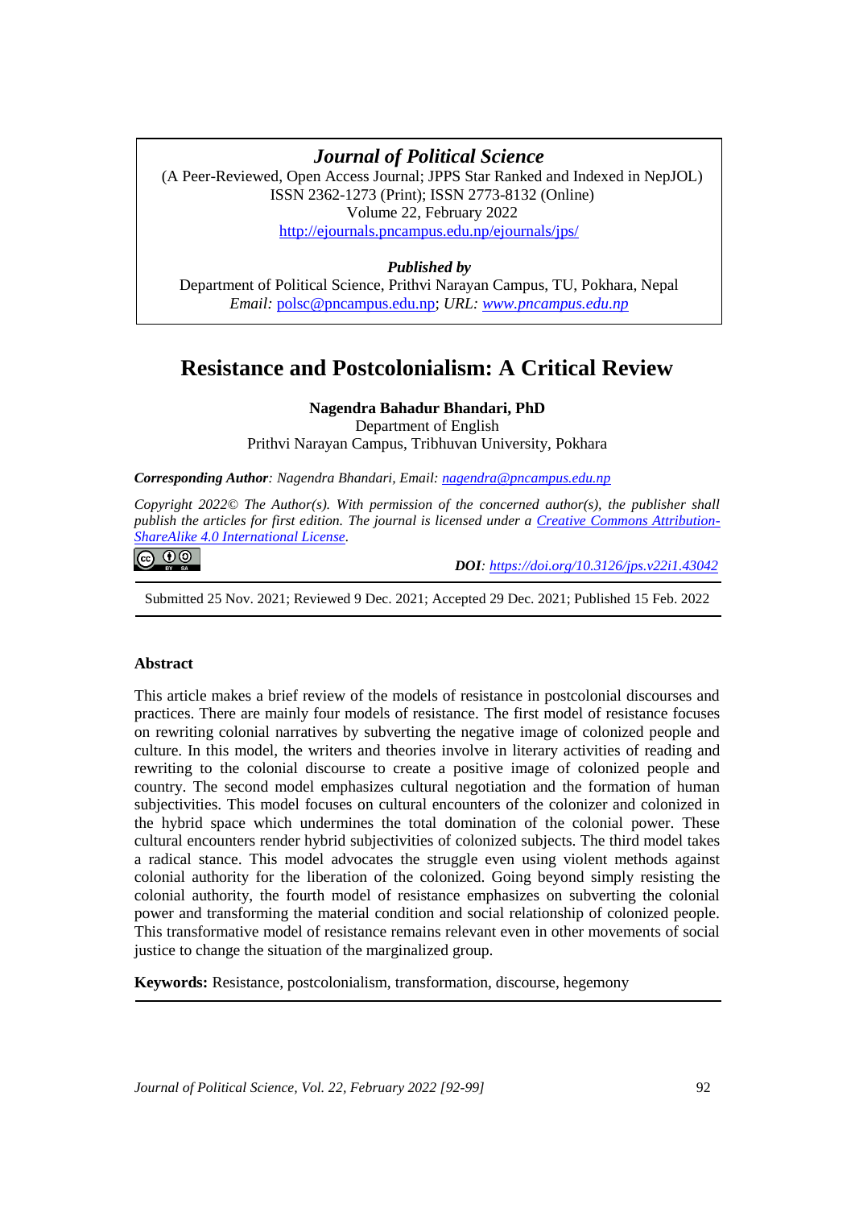***Journal of Political Science***

(A Peer-Reviewed, Open Access Journal; JPPS Star Ranked and Indexed in NepJOL)
ISSN 2362-1273 (Print); ISSN 2773-8132 (Online)
Volume 22, February 2022
http://ejournals.pncampus.edu.np/ejournals/jps/

***Published by***

Department of Political Science, Prithvi Narayan Campus, TU, Pokhara, Nepal
*Email:* polsc@pncampus.edu.np; *URL: www.pncampus.edu.np*

# Resistance and Postcolonialism: A Critical Review

**Nagendra Bahadur Bhandari, PhD**
Department of English
Prithvi Narayan Campus, Tribhuvan University, Pokhara

***Corresponding Author**: Nagendra Bhandari, Email: nagendra@pncampus.edu.np*

*Copyright 2022© The Author(s). With permission of the concerned author(s), the publisher shall publish the articles for first edition. The journal is licensed under a Creative Commons Attribution-ShareAlike 4.0 International License.*

***DOI**: https://doi.org/10.3126/jps.v22i1.43042*

Submitted 25 Nov. 2021; Reviewed 9 Dec. 2021; Accepted 29 Dec. 2021; Published 15 Feb. 2022

## Abstract

This article makes a brief review of the models of resistance in postcolonial discourses and practices. There are mainly four models of resistance. The first model of resistance focuses on rewriting colonial narratives by subverting the negative image of colonized people and culture. In this model, the writers and theories involve in literary activities of reading and rewriting to the colonial discourse to create a positive image of colonized people and country. The second model emphasizes cultural negotiation and the formation of human subjectivities. This model focuses on cultural encounters of the colonizer and colonized in the hybrid space which undermines the total domination of the colonial power. These cultural encounters render hybrid subjectivities of colonized subjects. The third model takes a radical stance. This model advocates the struggle even using violent methods against colonial authority for the liberation of the colonized. Going beyond simply resisting the colonial authority, the fourth model of resistance emphasizes on subverting the colonial power and transforming the material condition and social relationship of colonized people. This transformative model of resistance remains relevant even in other movements of social justice to change the situation of the marginalized group.

**Keywords:** Resistance, postcolonialism, transformation, discourse, hegemony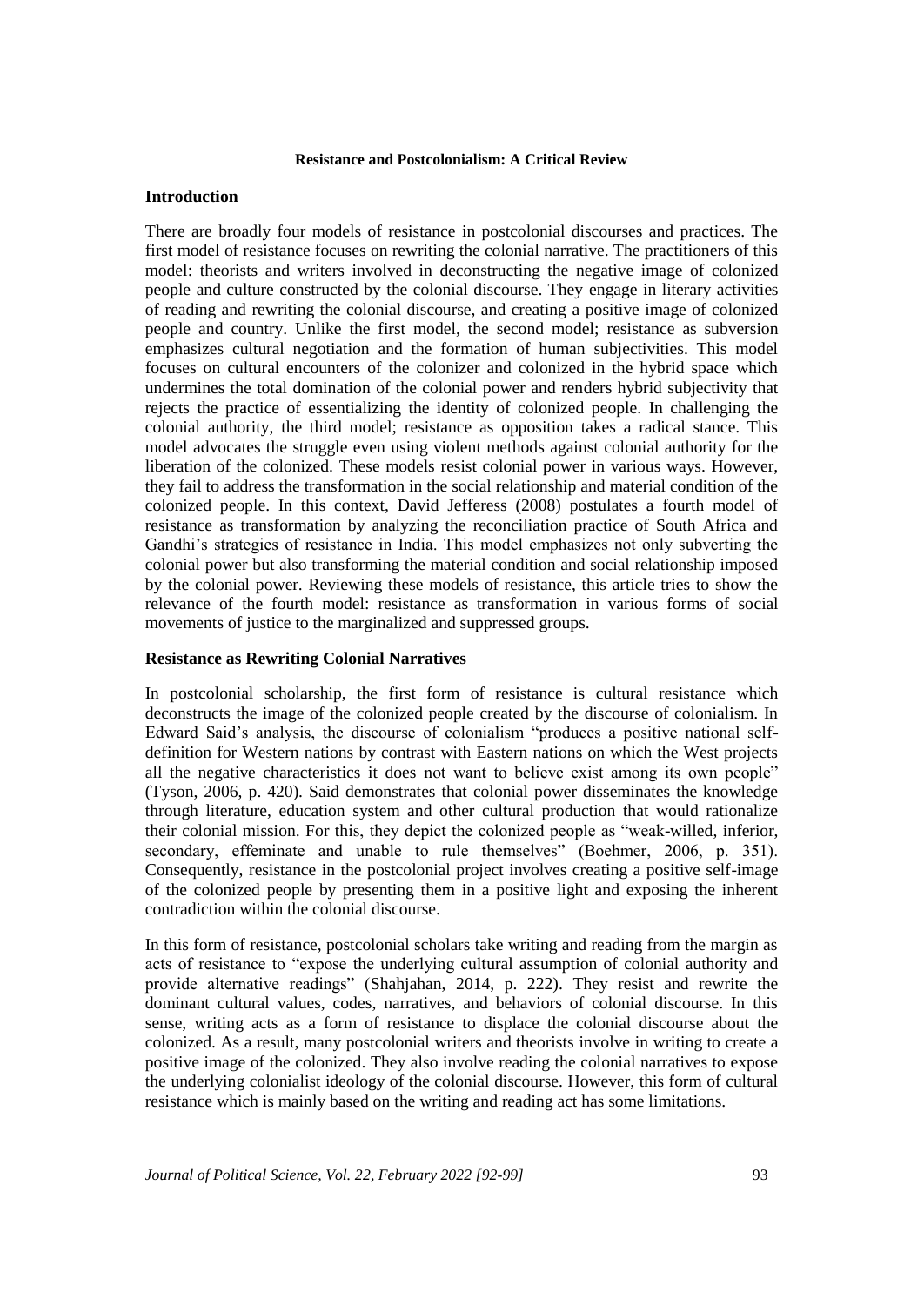**Resistance and Postcolonialism: A Critical Review**

## Introduction

There are broadly four models of resistance in postcolonial discourses and practices. The first model of resistance focuses on rewriting the colonial narrative. The practitioners of this model: theorists and writers involved in deconstructing the negative image of colonized people and culture constructed by the colonial discourse. They engage in literary activities of reading and rewriting the colonial discourse, and creating a positive image of colonized people and country. Unlike the first model, the second model; resistance as subversion emphasizes cultural negotiation and the formation of human subjectivities. This model focuses on cultural encounters of the colonizer and colonized in the hybrid space which undermines the total domination of the colonial power and renders hybrid subjectivity that rejects the practice of essentializing the identity of colonized people. In challenging the colonial authority, the third model; resistance as opposition takes a radical stance. This model advocates the struggle even using violent methods against colonial authority for the liberation of the colonized. These models resist colonial power in various ways. However, they fail to address the transformation in the social relationship and material condition of the colonized people. In this context, David Jefferess (2008) postulates a fourth model of resistance as transformation by analyzing the reconciliation practice of South Africa and Gandhi's strategies of resistance in India. This model emphasizes not only subverting the colonial power but also transforming the material condition and social relationship imposed by the colonial power. Reviewing these models of resistance, this article tries to show the relevance of the fourth model: resistance as transformation in various forms of social movements of justice to the marginalized and suppressed groups.

## Resistance as Rewriting Colonial Narratives

In postcolonial scholarship, the first form of resistance is cultural resistance which deconstructs the image of the colonized people created by the discourse of colonialism. In Edward Said's analysis, the discourse of colonialism "produces a positive national self-definition for Western nations by contrast with Eastern nations on which the West projects all the negative characteristics it does not want to believe exist among its own people" (Tyson, 2006, p. 420). Said demonstrates that colonial power disseminates the knowledge through literature, education system and other cultural production that would rationalize their colonial mission. For this, they depict the colonized people as "weak-willed, inferior, secondary, effeminate and unable to rule themselves" (Boehmer, 2006, p. 351). Consequently, resistance in the postcolonial project involves creating a positive self-image of the colonized people by presenting them in a positive light and exposing the inherent contradiction within the colonial discourse.

In this form of resistance, postcolonial scholars take writing and reading from the margin as acts of resistance to "expose the underlying cultural assumption of colonial authority and provide alternative readings" (Shahjahan, 2014, p. 222). They resist and rewrite the dominant cultural values, codes, narratives, and behaviors of colonial discourse. In this sense, writing acts as a form of resistance to displace the colonial discourse about the colonized. As a result, many postcolonial writers and theorists involve in writing to create a positive image of the colonized. They also involve reading the colonial narratives to expose the underlying colonialist ideology of the colonial discourse. However, this form of cultural resistance which is mainly based on the writing and reading act has some limitations.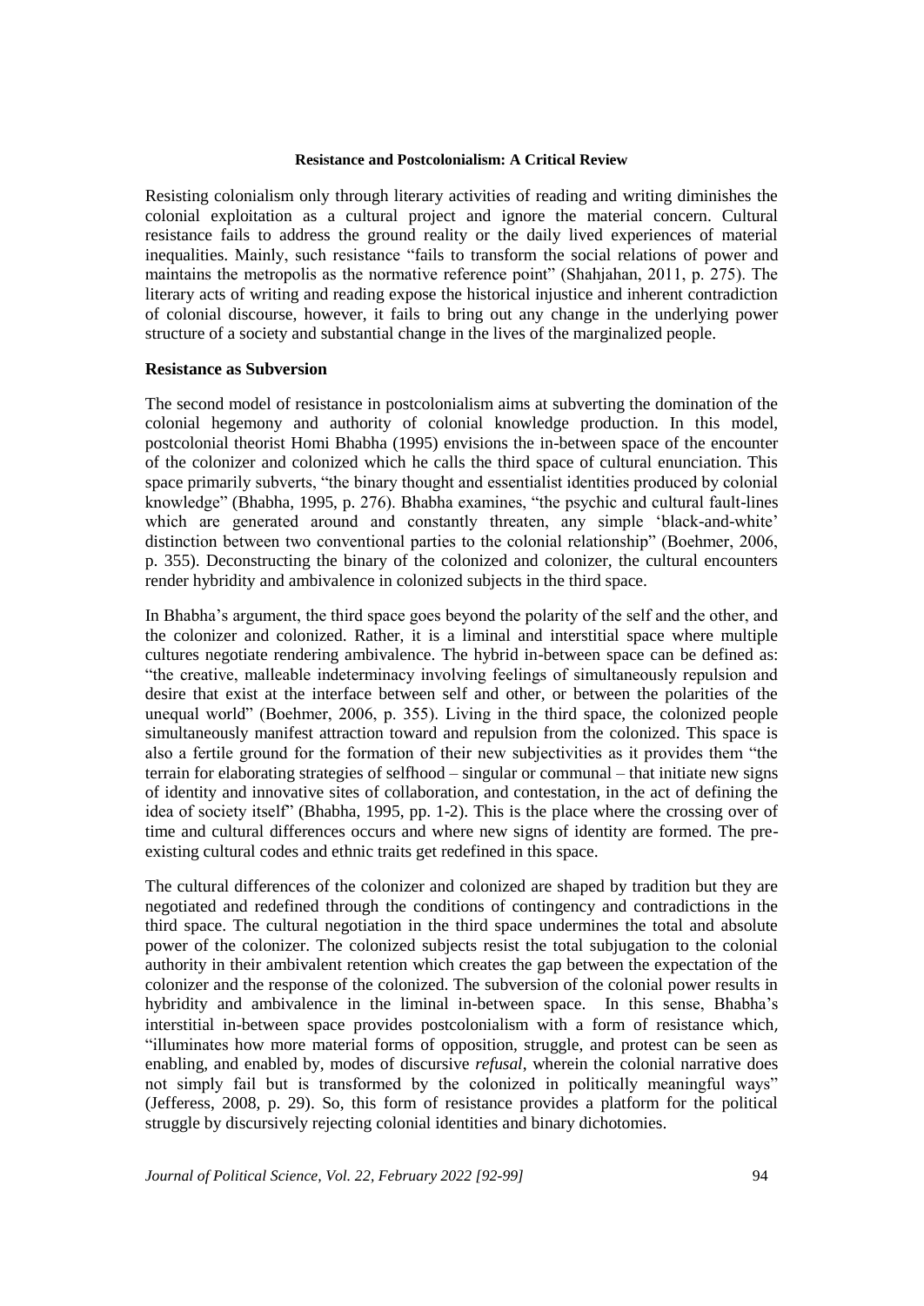Resisting colonialism only through literary activities of reading and writing diminishes the colonial exploitation as a cultural project and ignore the material concern. Cultural resistance fails to address the ground reality or the daily lived experiences of material inequalities. Mainly, such resistance "fails to transform the social relations of power and maintains the metropolis as the normative reference point" (Shahjahan, 2011, p. 275). The literary acts of writing and reading expose the historical injustice and inherent contradiction of colonial discourse, however, it fails to bring out any change in the underlying power structure of a society and substantial change in the lives of the marginalized people.

## Resistance as Subversion

The second model of resistance in postcolonialism aims at subverting the domination of the colonial hegemony and authority of colonial knowledge production. In this model, postcolonial theorist Homi Bhabha (1995) envisions the in-between space of the encounter of the colonizer and colonized which he calls the third space of cultural enunciation. This space primarily subverts, "the binary thought and essentialist identities produced by colonial knowledge" (Bhabha, 1995, p. 276). Bhabha examines, "the psychic and cultural fault-lines which are generated around and constantly threaten, any simple 'black-and-white' distinction between two conventional parties to the colonial relationship" (Boehmer, 2006, p. 355). Deconstructing the binary of the colonized and colonizer, the cultural encounters render hybridity and ambivalence in colonized subjects in the third space.

In Bhabha's argument, the third space goes beyond the polarity of the self and the other, and the colonizer and colonized. Rather, it is a liminal and interstitial space where multiple cultures negotiate rendering ambivalence. The hybrid in-between space can be defined as: "the creative, malleable indeterminacy involving feelings of simultaneously repulsion and desire that exist at the interface between self and other, or between the polarities of the unequal world" (Boehmer, 2006, p. 355). Living in the third space, the colonized people simultaneously manifest attraction toward and repulsion from the colonized. This space is also a fertile ground for the formation of their new subjectivities as it provides them "the terrain for elaborating strategies of selfhood – singular or communal – that initiate new signs of identity and innovative sites of collaboration, and contestation, in the act of defining the idea of society itself" (Bhabha, 1995, pp. 1-2). This is the place where the crossing over of time and cultural differences occurs and where new signs of identity are formed. The pre-existing cultural codes and ethnic traits get redefined in this space.

The cultural differences of the colonizer and colonized are shaped by tradition but they are negotiated and redefined through the conditions of contingency and contradictions in the third space. The cultural negotiation in the third space undermines the total and absolute power of the colonizer. The colonized subjects resist the total subjugation to the colonial authority in their ambivalent retention which creates the gap between the expectation of the colonizer and the response of the colonized. The subversion of the colonial power results in hybridity and ambivalence in the liminal in-between space. In this sense, Bhabha's interstitial in-between space provides postcolonialism with a form of resistance which, "illuminates how more material forms of opposition, struggle, and protest can be seen as enabling, and enabled by, modes of discursive *refusal*, wherein the colonial narrative does not simply fail but is transformed by the colonized in politically meaningful ways" (Jefferess, 2008, p. 29). So, this form of resistance provides a platform for the political struggle by discursively rejecting colonial identities and binary dichotomies.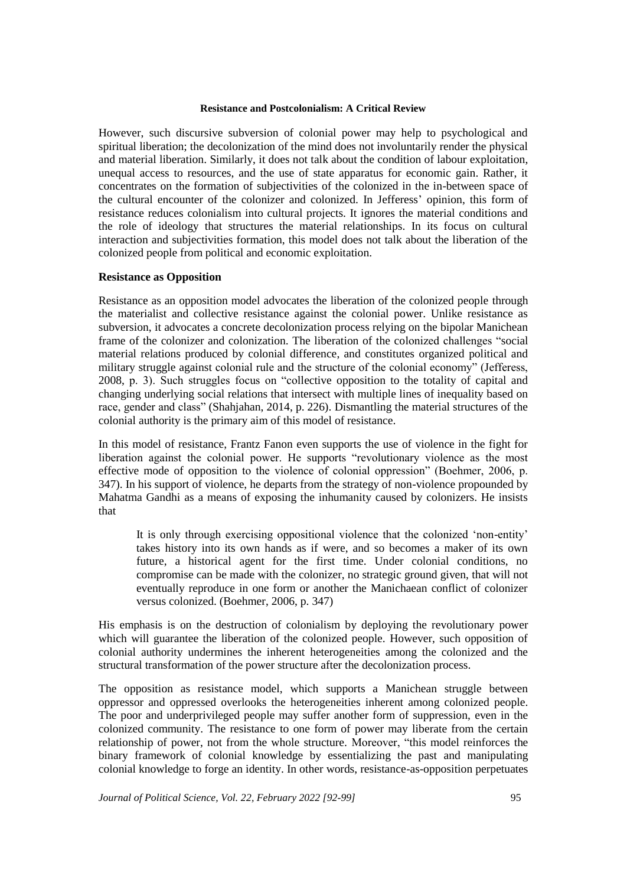However, such discursive subversion of colonial power may help to psychological and spiritual liberation; the decolonization of the mind does not involuntarily render the physical and material liberation. Similarly, it does not talk about the condition of labour exploitation, unequal access to resources, and the use of state apparatus for economic gain. Rather, it concentrates on the formation of subjectivities of the colonized in the in-between space of the cultural encounter of the colonizer and colonized. In Jefferess' opinion, this form of resistance reduces colonialism into cultural projects. It ignores the material conditions and the role of ideology that structures the material relationships. In its focus on cultural interaction and subjectivities formation, this model does not talk about the liberation of the colonized people from political and economic exploitation.

**Resistance as Opposition**

Resistance as an opposition model advocates the liberation of the colonized people through the materialist and collective resistance against the colonial power. Unlike resistance as subversion, it advocates a concrete decolonization process relying on the bipolar Manichean frame of the colonizer and colonization. The liberation of the colonized challenges "social material relations produced by colonial difference, and constitutes organized political and military struggle against colonial rule and the structure of the colonial economy" (Jefferess, 2008, p. 3). Such struggles focus on "collective opposition to the totality of capital and changing underlying social relations that intersect with multiple lines of inequality based on race, gender and class" (Shahjahan, 2014, p. 226). Dismantling the material structures of the colonial authority is the primary aim of this model of resistance.

In this model of resistance, Frantz Fanon even supports the use of violence in the fight for liberation against the colonial power. He supports "revolutionary violence as the most effective mode of opposition to the violence of colonial oppression" (Boehmer, 2006, p. 347). In his support of violence, he departs from the strategy of non-violence propounded by Mahatma Gandhi as a means of exposing the inhumanity caused by colonizers. He insists that

> It is only through exercising oppositional violence that the colonized 'non-entity' takes history into its own hands as if were, and so becomes a maker of its own future, a historical agent for the first time. Under colonial conditions, no compromise can be made with the colonizer, no strategic ground given, that will not eventually reproduce in one form or another the Manichaean conflict of colonizer versus colonized. (Boehmer, 2006, p. 347)

His emphasis is on the destruction of colonialism by deploying the revolutionary power which will guarantee the liberation of the colonized people. However, such opposition of colonial authority undermines the inherent heterogeneities among the colonized and the structural transformation of the power structure after the decolonization process.

The opposition as resistance model, which supports a Manichean struggle between oppressor and oppressed overlooks the heterogeneities inherent among colonized people. The poor and underprivileged people may suffer another form of suppression, even in the colonized community. The resistance to one form of power may liberate from the certain relationship of power, not from the whole structure. Moreover, "this model reinforces the binary framework of colonial knowledge by essentializing the past and manipulating colonial knowledge to forge an identity. In other words, resistance-as-opposition perpetuates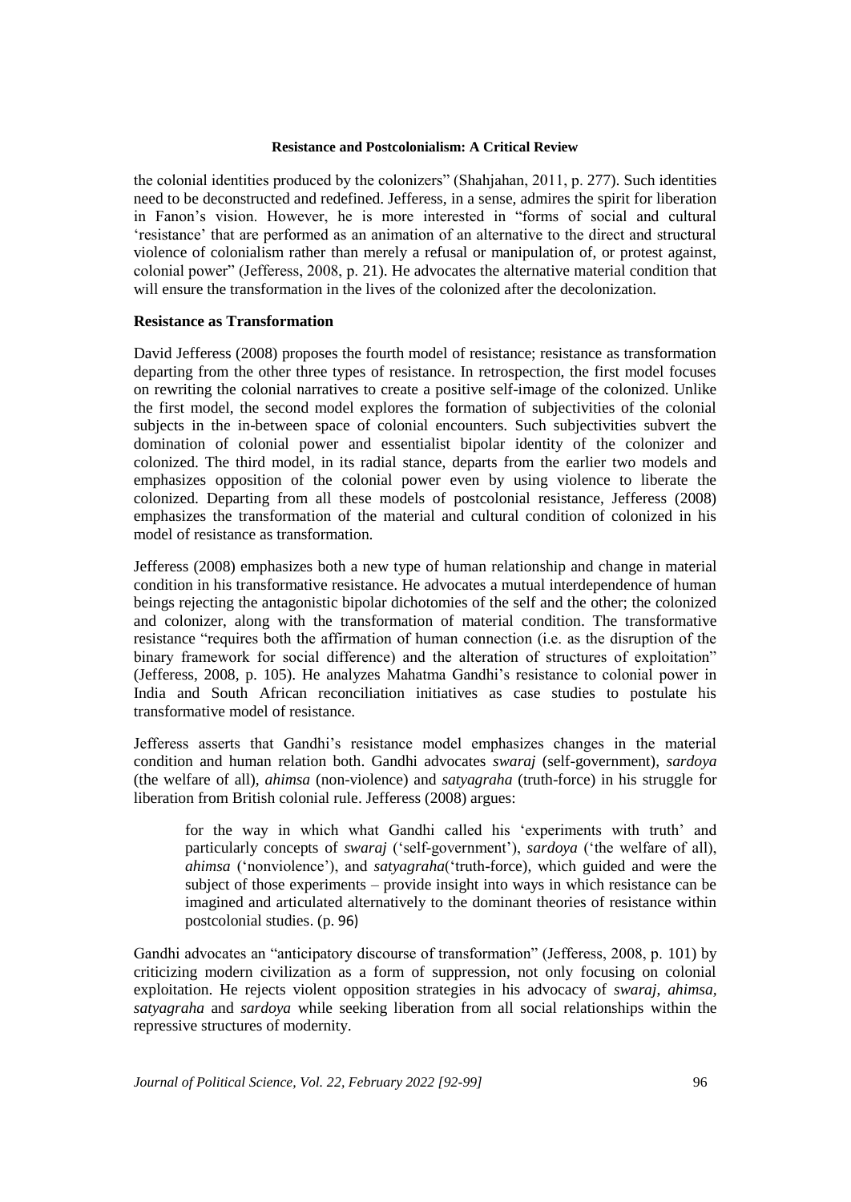the colonial identities produced by the colonizers" (Shahjahan, 2011, p. 277). Such identities need to be deconstructed and redefined. Jefferess, in a sense, admires the spirit for liberation in Fanon's vision. However, he is more interested in "forms of social and cultural 'resistance' that are performed as an animation of an alternative to the direct and structural violence of colonialism rather than merely a refusal or manipulation of, or protest against, colonial power" (Jefferess, 2008, p. 21). He advocates the alternative material condition that will ensure the transformation in the lives of the colonized after the decolonization.

### Resistance as Transformation

David Jefferess (2008) proposes the fourth model of resistance; resistance as transformation departing from the other three types of resistance. In retrospection, the first model focuses on rewriting the colonial narratives to create a positive self-image of the colonized. Unlike the first model, the second model explores the formation of subjectivities of the colonial subjects in the in-between space of colonial encounters. Such subjectivities subvert the domination of colonial power and essentialist bipolar identity of the colonizer and colonized. The third model, in its radial stance, departs from the earlier two models and emphasizes opposition of the colonial power even by using violence to liberate the colonized. Departing from all these models of postcolonial resistance, Jefferess (2008) emphasizes the transformation of the material and cultural condition of colonized in his model of resistance as transformation.

Jefferess (2008) emphasizes both a new type of human relationship and change in material condition in his transformative resistance. He advocates a mutual interdependence of human beings rejecting the antagonistic bipolar dichotomies of the self and the other; the colonized and colonizer, along with the transformation of material condition. The transformative resistance "requires both the affirmation of human connection (i.e. as the disruption of the binary framework for social difference) and the alteration of structures of exploitation" (Jefferess, 2008, p. 105). He analyzes Mahatma Gandhi's resistance to colonial power in India and South African reconciliation initiatives as case studies to postulate his transformative model of resistance.

Jefferess asserts that Gandhi's resistance model emphasizes changes in the material condition and human relation both. Gandhi advocates *swaraj* (self-government), *sardoya* (the welfare of all), *ahimsa* (non-violence) and *satyagraha* (truth-force) in his struggle for liberation from British colonial rule. Jefferess (2008) argues:

> for the way in which what Gandhi called his 'experiments with truth' and particularly concepts of *swaraj* ('self-government'), *sardoya* ('the welfare of all), *ahimsa* ('nonviolence'), and *satyagraha*('truth-force), which guided and were the subject of those experiments – provide insight into ways in which resistance can be imagined and articulated alternatively to the dominant theories of resistance within postcolonial studies. (p. 96)

Gandhi advocates an "anticipatory discourse of transformation" (Jefferess, 2008, p. 101) by criticizing modern civilization as a form of suppression, not only focusing on colonial exploitation. He rejects violent opposition strategies in his advocacy of *swaraj, ahimsa, satyagraha* and *sardoya* while seeking liberation from all social relationships within the repressive structures of modernity.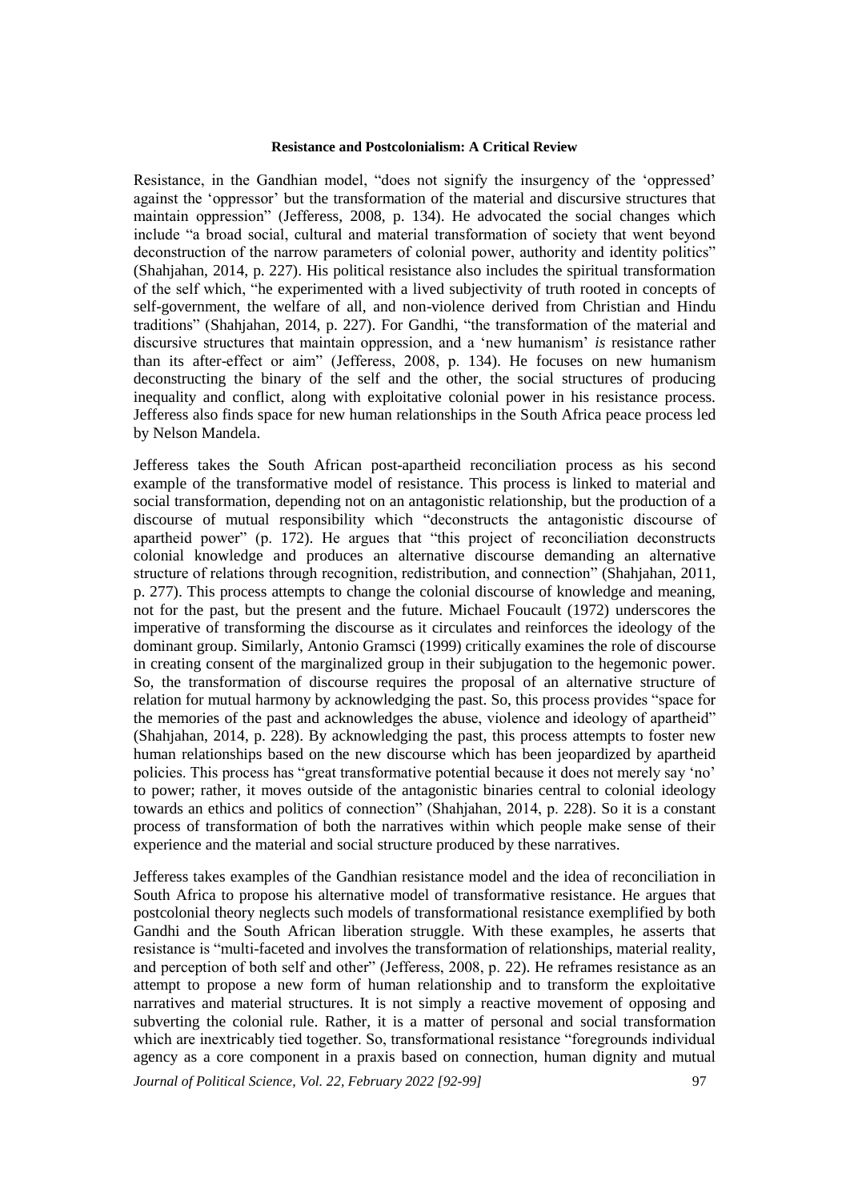Resistance, in the Gandhian model, "does not signify the insurgency of the 'oppressed' against the 'oppressor' but the transformation of the material and discursive structures that maintain oppression" (Jefferess, 2008, p. 134). He advocated the social changes which include "a broad social, cultural and material transformation of society that went beyond deconstruction of the narrow parameters of colonial power, authority and identity politics" (Shahjahan, 2014, p. 227). His political resistance also includes the spiritual transformation of the self which, "he experimented with a lived subjectivity of truth rooted in concepts of self-government, the welfare of all, and non-violence derived from Christian and Hindu traditions" (Shahjahan, 2014, p. 227). For Gandhi, "the transformation of the material and discursive structures that maintain oppression, and a 'new humanism' *is* resistance rather than its after-effect or aim" (Jefferess, 2008, p. 134). He focuses on new humanism deconstructing the binary of the self and the other, the social structures of producing inequality and conflict, along with exploitative colonial power in his resistance process. Jefferess also finds space for new human relationships in the South Africa peace process led by Nelson Mandela.

Jefferess takes the South African post-apartheid reconciliation process as his second example of the transformative model of resistance. This process is linked to material and social transformation, depending not on an antagonistic relationship, but the production of a discourse of mutual responsibility which "deconstructs the antagonistic discourse of apartheid power" (p. 172). He argues that "this project of reconciliation deconstructs colonial knowledge and produces an alternative discourse demanding an alternative structure of relations through recognition, redistribution, and connection" (Shahjahan, 2011, p. 277). This process attempts to change the colonial discourse of knowledge and meaning, not for the past, but the present and the future. Michael Foucault (1972) underscores the imperative of transforming the discourse as it circulates and reinforces the ideology of the dominant group. Similarly, Antonio Gramsci (1999) critically examines the role of discourse in creating consent of the marginalized group in their subjugation to the hegemonic power. So, the transformation of discourse requires the proposal of an alternative structure of relation for mutual harmony by acknowledging the past. So, this process provides "space for the memories of the past and acknowledges the abuse, violence and ideology of apartheid" (Shahjahan, 2014, p. 228). By acknowledging the past, this process attempts to foster new human relationships based on the new discourse which has been jeopardized by apartheid policies. This process has "great transformative potential because it does not merely say 'no' to power; rather, it moves outside of the antagonistic binaries central to colonial ideology towards an ethics and politics of connection" (Shahjahan, 2014, p. 228). So it is a constant process of transformation of both the narratives within which people make sense of their experience and the material and social structure produced by these narratives.

Jefferess takes examples of the Gandhian resistance model and the idea of reconciliation in South Africa to propose his alternative model of transformative resistance. He argues that postcolonial theory neglects such models of transformational resistance exemplified by both Gandhi and the South African liberation struggle. With these examples, he asserts that resistance is "multi-faceted and involves the transformation of relationships, material reality, and perception of both self and other" (Jefferess, 2008, p. 22). He reframes resistance as an attempt to propose a new form of human relationship and to transform the exploitative narratives and material structures. It is not simply a reactive movement of opposing and subverting the colonial rule. Rather, it is a matter of personal and social transformation which are inextricably tied together. So, transformational resistance "foregrounds individual agency as a core component in a praxis based on connection, human dignity and mutual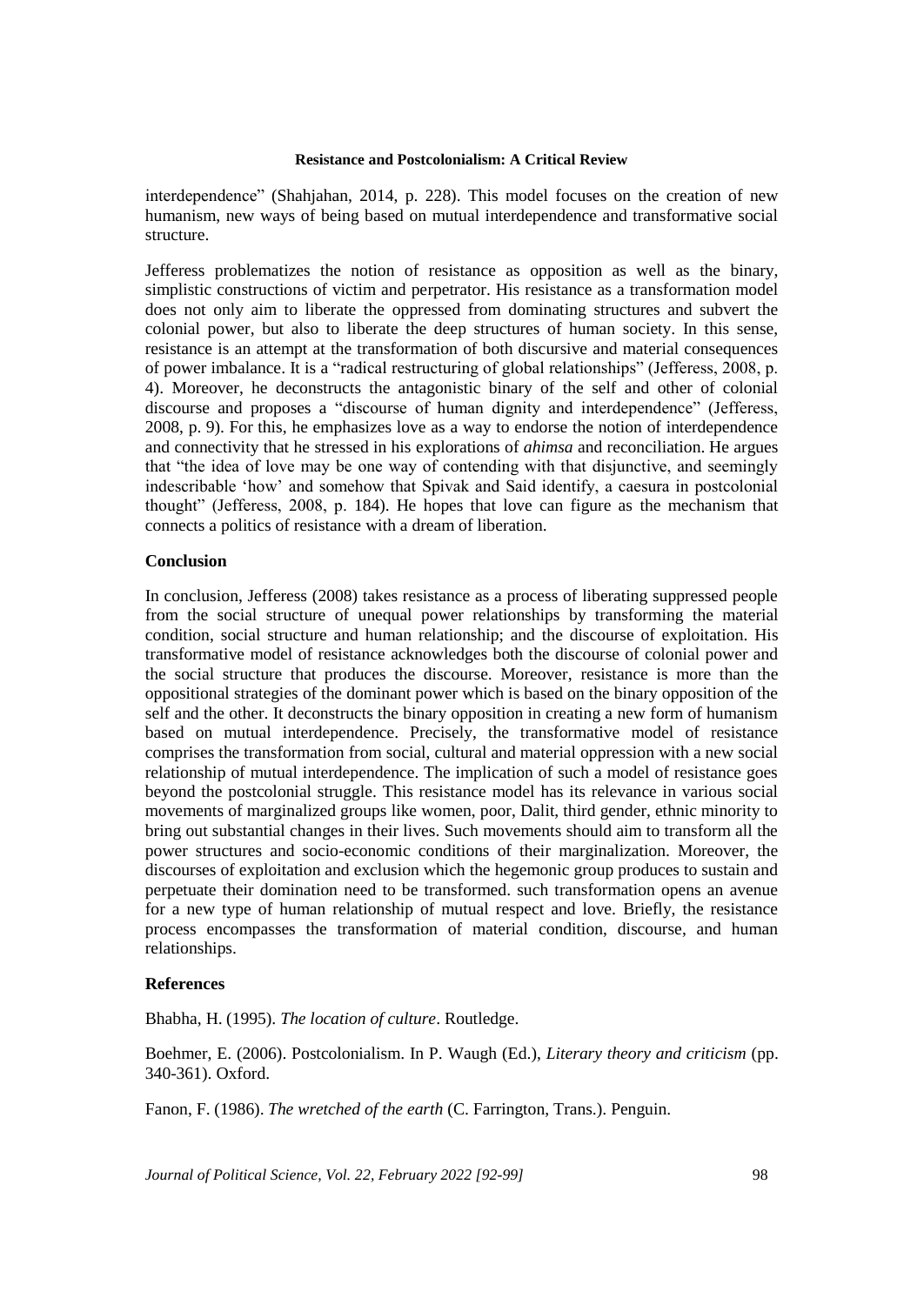interdependence" (Shahjahan, 2014, p. 228). This model focuses on the creation of new humanism, new ways of being based on mutual interdependence and transformative social structure.

Jefferess problematizes the notion of resistance as opposition as well as the binary, simplistic constructions of victim and perpetrator. His resistance as a transformation model does not only aim to liberate the oppressed from dominating structures and subvert the colonial power, but also to liberate the deep structures of human society. In this sense, resistance is an attempt at the transformation of both discursive and material consequences of power imbalance. It is a "radical restructuring of global relationships" (Jefferess, 2008, p. 4). Moreover, he deconstructs the antagonistic binary of the self and other of colonial discourse and proposes a "discourse of human dignity and interdependence" (Jefferess, 2008, p. 9). For this, he emphasizes love as a way to endorse the notion of interdependence and connectivity that he stressed in his explorations of *ahimsa* and reconciliation. He argues that "the idea of love may be one way of contending with that disjunctive, and seemingly indescribable 'how' and somehow that Spivak and Said identify, a caesura in postcolonial thought" (Jefferess, 2008, p. 184). He hopes that love can figure as the mechanism that connects a politics of resistance with a dream of liberation.

## Conclusion

In conclusion, Jefferess (2008) takes resistance as a process of liberating suppressed people from the social structure of unequal power relationships by transforming the material condition, social structure and human relationship; and the discourse of exploitation. His transformative model of resistance acknowledges both the discourse of colonial power and the social structure that produces the discourse. Moreover, resistance is more than the oppositional strategies of the dominant power which is based on the binary opposition of the self and the other. It deconstructs the binary opposition in creating a new form of humanism based on mutual interdependence. Precisely, the transformative model of resistance comprises the transformation from social, cultural and material oppression with a new social relationship of mutual interdependence. The implication of such a model of resistance goes beyond the postcolonial struggle. This resistance model has its relevance in various social movements of marginalized groups like women, poor, Dalit, third gender, ethnic minority to bring out substantial changes in their lives. Such movements should aim to transform all the power structures and socio-economic conditions of their marginalization. Moreover, the discourses of exploitation and exclusion which the hegemonic group produces to sustain and perpetuate their domination need to be transformed. such transformation opens an avenue for a new type of human relationship of mutual respect and love. Briefly, the resistance process encompasses the transformation of material condition, discourse, and human relationships.

## References

Bhabha, H. (1995). *The location of culture*. Routledge.

Boehmer, E. (2006). Postcolonialism. In P. Waugh (Ed.), *Literary theory and criticism* (pp. 340-361). Oxford.

Fanon, F. (1986). *The wretched of the earth* (C. Farrington, Trans.). Penguin.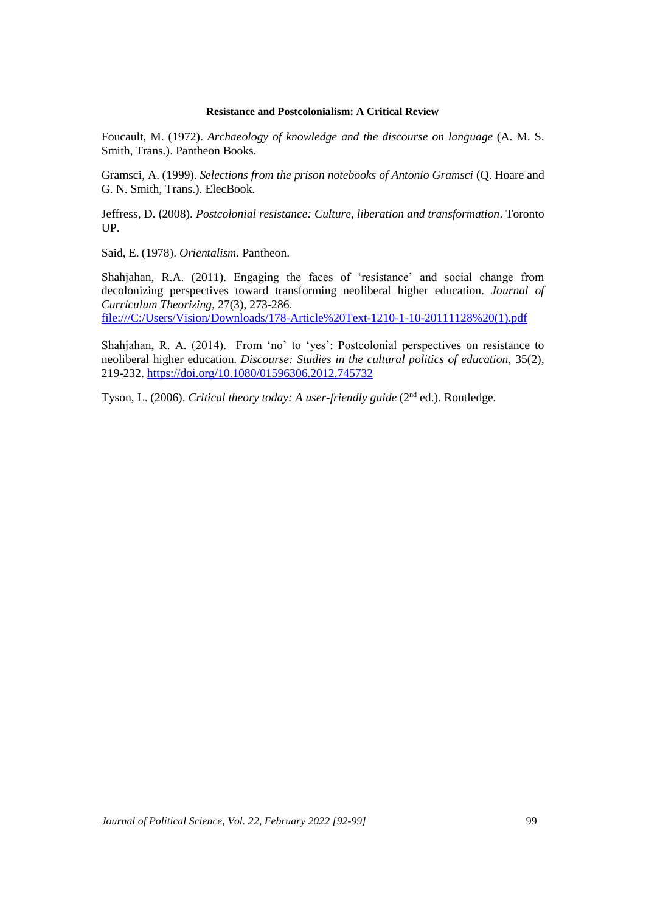Foucault, M. (1972). *Archaeology of knowledge and the discourse on language* (A. M. S. Smith, Trans.). Pantheon Books.

Gramsci, A. (1999). *Selections from the prison notebooks of Antonio Gramsci* (Q. Hoare and G. N. Smith, Trans.). ElecBook.

Jeffress, D. (2008). *Postcolonial resistance: Culture, liberation and transformation*. Toronto UP.

Said, E. (1978). *Orientalism.* Pantheon.

Shahjahan, R.A. (2011). Engaging the faces of 'resistance' and social change from decolonizing perspectives toward transforming neoliberal higher education. *Journal of Curriculum Theorizing,* 27(3), 273-286. file:///C:/Users/Vision/Downloads/178-Article%20Text-1210-1-10-20111128%20(1).pdf

Shahjahan, R. A. (2014). From 'no' to 'yes': Postcolonial perspectives on resistance to neoliberal higher education. *Discourse: Studies in the cultural politics of education,* 35(2), 219-232. https://doi.org/10.1080/01596306.2012.745732

Tyson, L. (2006). *Critical theory today: A user-friendly guide* (2nd ed.). Routledge.